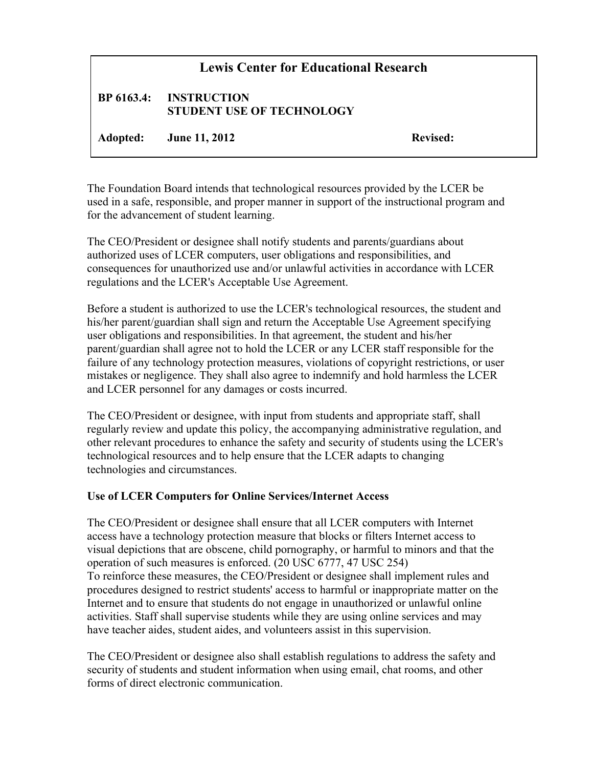# Lewis Center for Educational Research

**BP 6163.4: INSTRUCTION**
**STUDENT USE OF TECHNOLOGY**

**Adopted: June 11, 2012** **Revised:**

The Foundation Board intends that technological resources provided by the LCER be used in a safe, responsible, and proper manner in support of the instructional program and for the advancement of student learning.

The CEO/President or designee shall notify students and parents/guardians about authorized uses of LCER computers, user obligations and responsibilities, and consequences for unauthorized use and/or unlawful activities in accordance with LCER regulations and the LCER's Acceptable Use Agreement.

Before a student is authorized to use the LCER's technological resources, the student and his/her parent/guardian shall sign and return the Acceptable Use Agreement specifying user obligations and responsibilities. In that agreement, the student and his/her parent/guardian shall agree not to hold the LCER or any LCER staff responsible for the failure of any technology protection measures, violations of copyright restrictions, or user mistakes or negligence. They shall also agree to indemnify and hold harmless the LCER and LCER personnel for any damages or costs incurred.

The CEO/President or designee, with input from students and appropriate staff, shall regularly review and update this policy, the accompanying administrative regulation, and other relevant procedures to enhance the safety and security of students using the LCER's technological resources and to help ensure that the LCER adapts to changing technologies and circumstances.

**Use of LCER Computers for Online Services/Internet Access**

The CEO/President or designee shall ensure that all LCER computers with Internet access have a technology protection measure that blocks or filters Internet access to visual depictions that are obscene, child pornography, or harmful to minors and that the operation of such measures is enforced. (20 USC 6777, 47 USC 254)
To reinforce these measures, the CEO/President or designee shall implement rules and procedures designed to restrict students' access to harmful or inappropriate matter on the Internet and to ensure that students do not engage in unauthorized or unlawful online activities. Staff shall supervise students while they are using online services and may have teacher aides, student aides, and volunteers assist in this supervision.

The CEO/President or designee also shall establish regulations to address the safety and security of students and student information when using email, chat rooms, and other forms of direct electronic communication.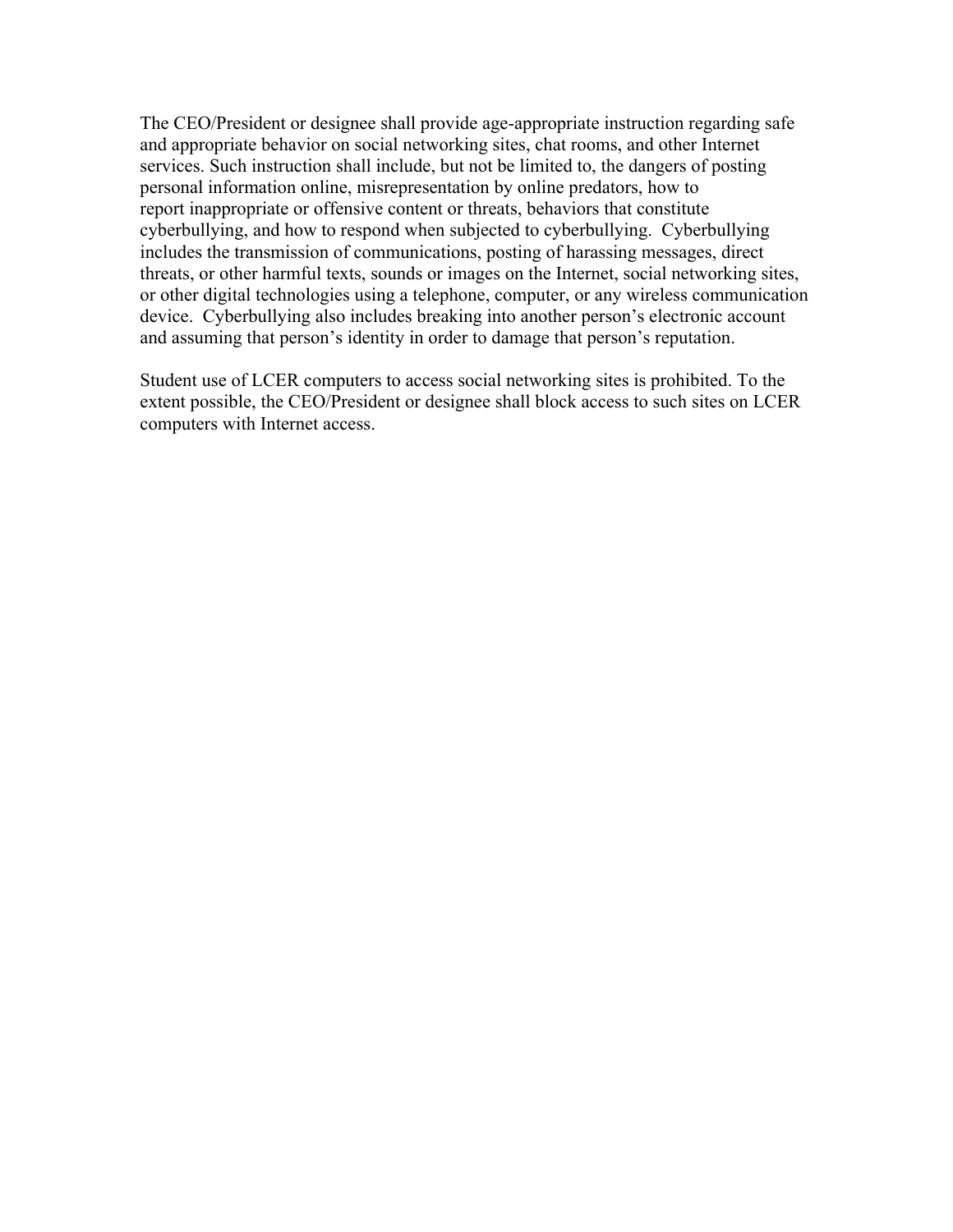The CEO/President or designee shall provide age-appropriate instruction regarding safe and appropriate behavior on social networking sites, chat rooms, and other Internet services. Such instruction shall include, but not be limited to, the dangers of posting personal information online, misrepresentation by online predators, how to report inappropriate or offensive content or threats, behaviors that constitute cyberbullying, and how to respond when subjected to cyberbullying. Cyberbullying includes the transmission of communications, posting of harassing messages, direct threats, or other harmful texts, sounds or images on the Internet, social networking sites, or other digital technologies using a telephone, computer, or any wireless communication device. Cyberbullying also includes breaking into another person's electronic account and assuming that person's identity in order to damage that person's reputation.

Student use of LCER computers to access social networking sites is prohibited. To the extent possible, the CEO/President or designee shall block access to such sites on LCER computers with Internet access.